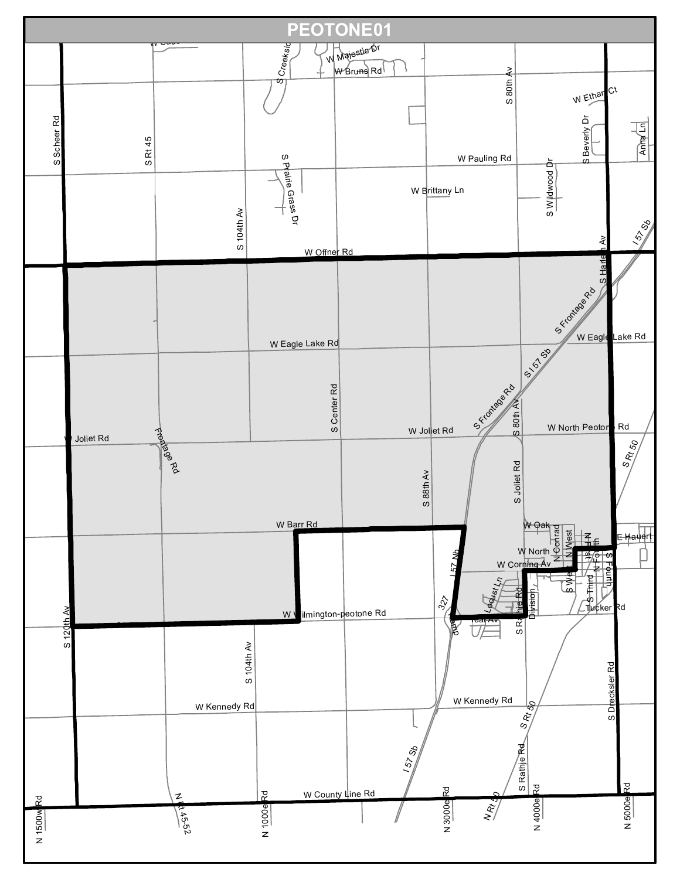# PEOTONE01

W Majestic Dr
W Bruns Rd
S Creekside
S 80th Av
W Ethan Ct
S Beverly Dr
Anna Ln
S Scheer Rd
S Rt 45
S Prairie Grass Dr
W Pauling Rd
S Wildwood Dr
W Brittany Ln
S 104th Av
W Offner Rd
S Harlem Av
I 57 Sb
S Frontage Rd
W Eagle Lake Rd
W Eagle Lake Rd
S I 57 Sb
S Center Rd
S Frontage Rd
S 80th Av
W Joliet Rd
Frontage Rd
W Joliet Rd
W North Peotone Rd
S Rt 50
S 88th Av
S Joliet Rd
W Barr Rd
W Oak
N Conrad
N West
N First
E Hauert
W North
N Fourth
S Fourth
W Corning Av
I 57 Nb
S West
S Third
Locust Ln
327
Division
Tucker Rd
W Wilmington-peotone Rd
S Rathje Rd
Ramp
Teal Av
S 120th Av
S 104th Av
W Kennedy Rd
W Kennedy Rd
S Dricksler Rd
S Rt 50
I 57 Sb
S Rathje Rd
W County Line Rd
N 1500w Rd
N Rt 45-52
N 1000e Rd
N 3000e Rd
N Rt 50
N 4000e Rd
N 5000e Rd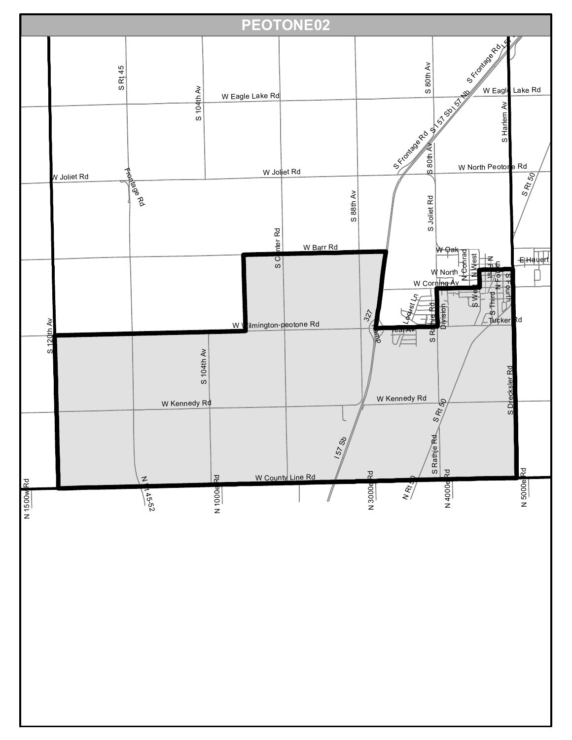# PEOTONE02

S Rt 45
S 104th Av
W Eagle Lake Rd
S 80th Av
S Frontage Rd
S I 57 Sb
I 57 Nb
S Frontage Rd
W Eagle Lake Rd
S Harlem Av
W Joliet Rd
Frontage Rd
W Joliet Rd
S 80th Av
W North Peotone Rd
S Rt 50
S 88th Av
S Joliet Rd
S Center Rd
W Barr Rd
W Oak
N Conrad
N West
E Hauert
W North
W Corning Av
S Third
N Fourth
S Fourth
S West
Locust Ln
327
S Rathje Rd
Division
Tucker Rd
S 120th Av
W Wilmington-peotone Rd
Teal Av
S 104th Av
W Kennedy Rd
W Kennedy Rd
S Rt 50
S Drecksler Rd
I 57 Sb
S Rathje Rd
W County Line Rd
N 1500w Rd
N Rt 45-52
N 1000e Rd
N 3000e Rd
N Rt 50
N 4000e Rd
N 5000e Rd